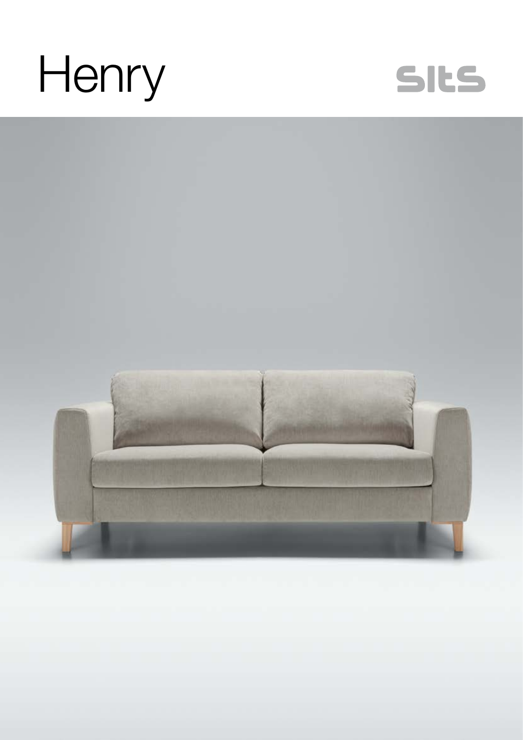# Henry

sits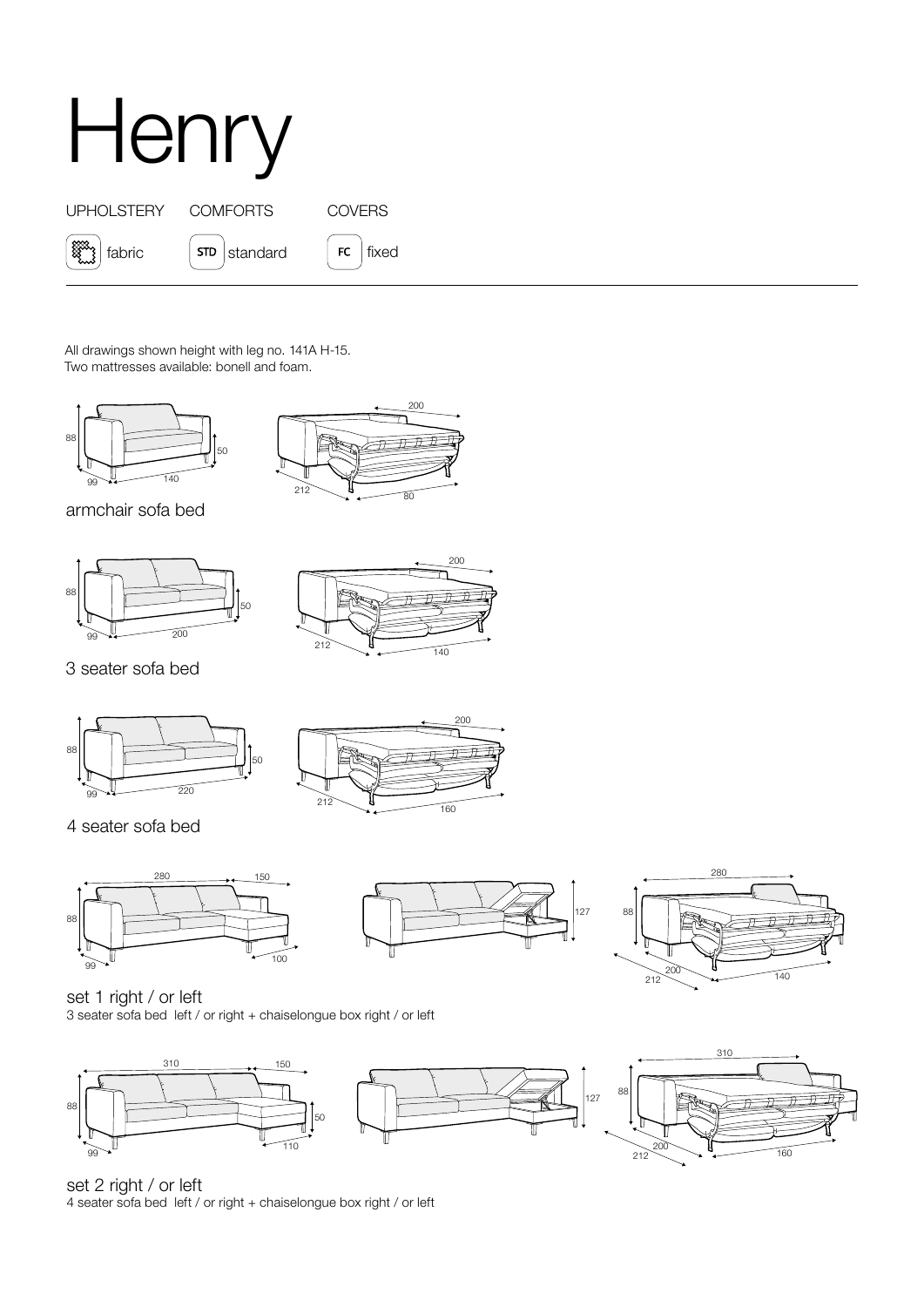# Henry

| UPHOLSTERY | COMFORTS | COVERS |
| --- | --- | --- |
| fabric | STD standard | FC fixed |

All drawings shown height with leg no. 141A H-15.
Two mattresses available: bonell and foam.

88 50 99 140 200 212 80

armchair sofa bed

88 50 99 200 200 212 140

3 seater sofa bed

88 50 99 220 200 212 160

4 seater sofa bed

280 150 88 99 100 127 280 88 200 212 140

set 1 right / or left
3 seater sofa bed left / or right + chaiselongue box right / or left

310 150 88 50 99 110 127 310 88 200 212 160

set 2 right / or left
4 seater sofa bed left / or right + chaiselongue box right / or left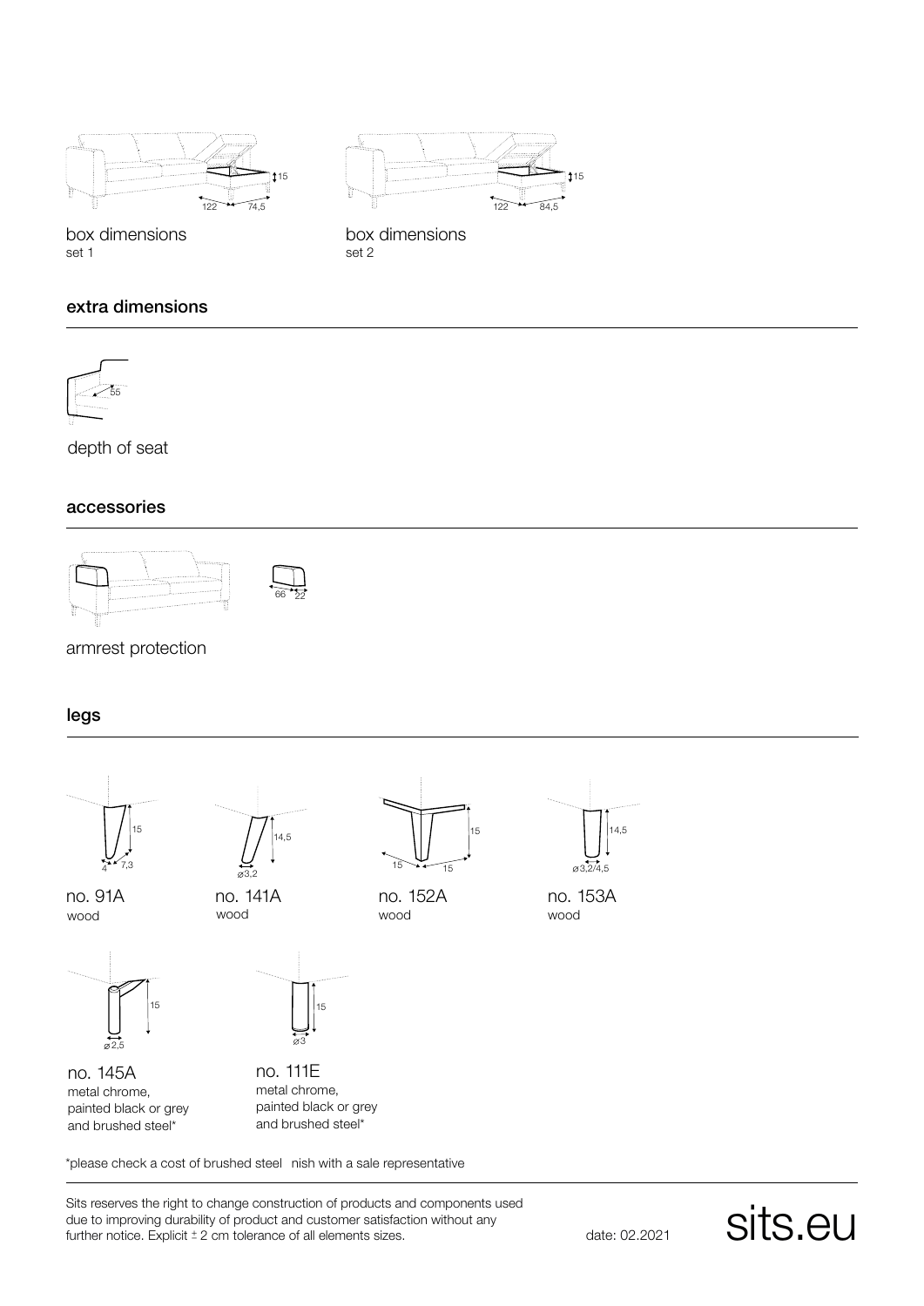15

122 74,5

box dimensions
set 1

15

122 84,5

box dimensions
set 2

## extra dimensions

55

depth of seat

## accessories

66 22

armrest protection

## legs

15
4 7,3

no. 91A
wood

14,5
ø3,2

no. 141A
wood

15
15 15

no. 152A
wood

14,5
ø3,2/4,5

no. 153A
wood

15
ø2,5

no. 145A
metal chrome,
painted black or grey
and brushed steel*

15
ø3

no. 111E
metal chrome,
painted black or grey
and brushed steel*

*please check a cost of brushed steel nish with a sale representative

Sits reserves the right to change construction of products and components used due to improving durability of product and customer satisfaction without any further notice. Explicit ± 2 cm tolerance of all elements sizes.

date: 02.2021

sits.eu